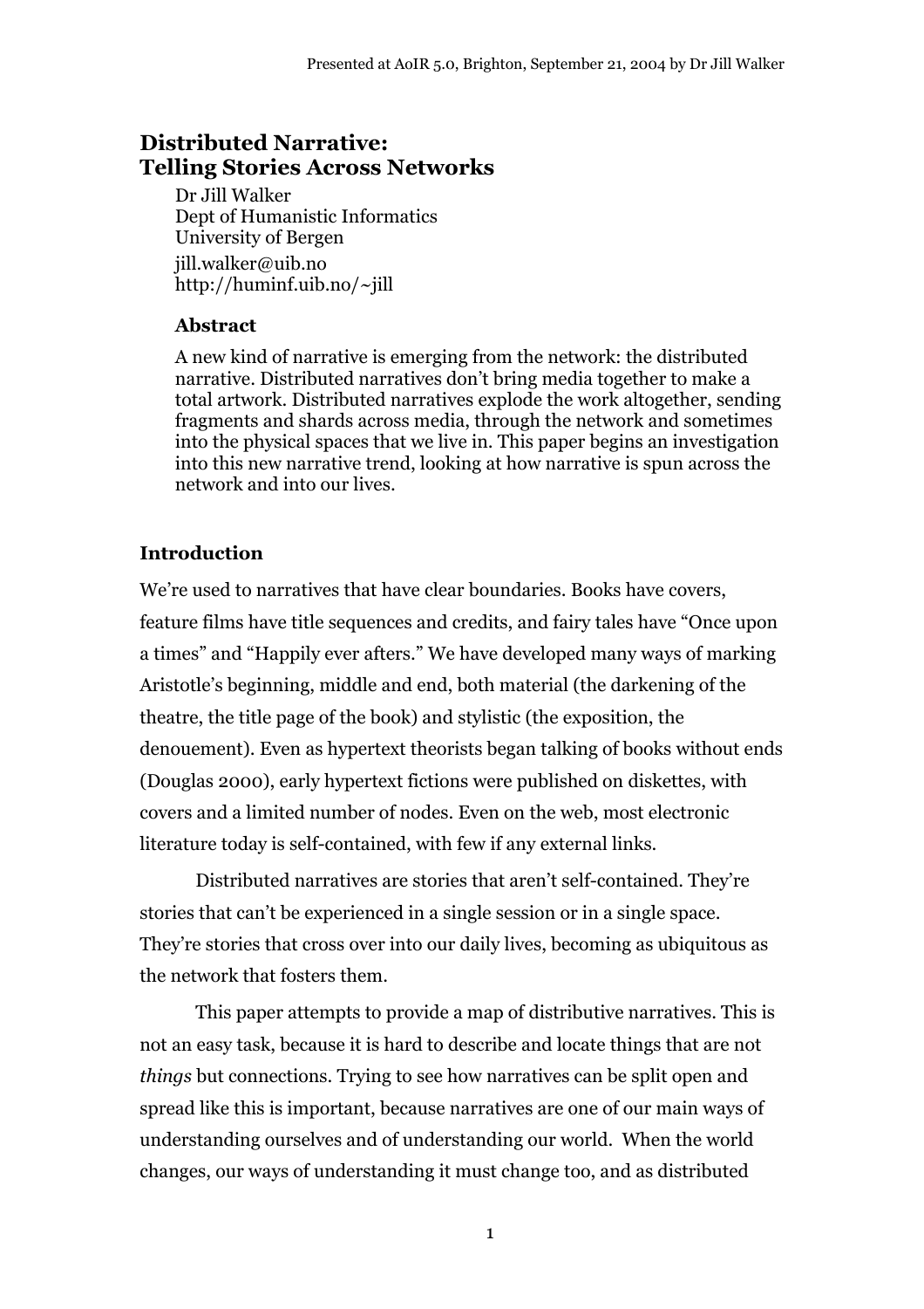# Distributed Narrative: Telling Stories Across Networks

Dr Jill Walker
Dept of Humanistic Informatics
University of Bergen
jill.walker@uib.no
http://huminf.uib.no/~jill

### Abstract

A new kind of narrative is emerging from the network: the distributed narrative. Distributed narratives don't bring media together to make a total artwork. Distributed narratives explode the work altogether, sending fragments and shards across media, through the network and sometimes into the physical spaces that we live in. This paper begins an investigation into this new narrative trend, looking at how narrative is spun across the network and into our lives.

## Introduction

We're used to narratives that have clear boundaries. Books have covers, feature films have title sequences and credits, and fairy tales have "Once upon a times" and "Happily ever afters." We have developed many ways of marking Aristotle's beginning, middle and end, both material (the darkening of the theatre, the title page of the book) and stylistic (the exposition, the denouement). Even as hypertext theorists began talking of books without ends (Douglas 2000), early hypertext fictions were published on diskettes, with covers and a limited number of nodes. Even on the web, most electronic literature today is self-contained, with few if any external links.

Distributed narratives are stories that aren't self-contained. They're stories that can't be experienced in a single session or in a single space. They're stories that cross over into our daily lives, becoming as ubiquitous as the network that fosters them.

This paper attempts to provide a map of distributive narratives. This is not an easy task, because it is hard to describe and locate things that are not *things* but connections. Trying to see how narratives can be split open and spread like this is important, because narratives are one of our main ways of understanding ourselves and of understanding our world. When the world changes, our ways of understanding it must change too, and as distributed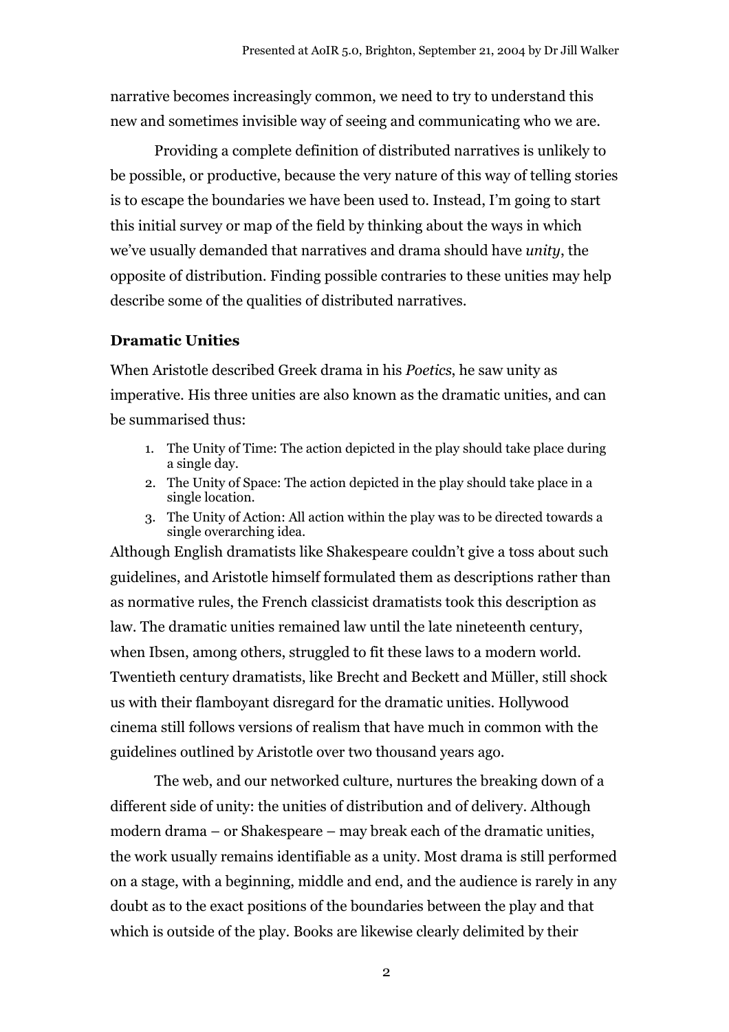narrative becomes increasingly common, we need to try to understand this new and sometimes invisible way of seeing and communicating who we are.

Providing a complete definition of distributed narratives is unlikely to be possible, or productive, because the very nature of this way of telling stories is to escape the boundaries we have been used to. Instead, I'm going to start this initial survey or map of the field by thinking about the ways in which we've usually demanded that narratives and drama should have *unity*, the opposite of distribution. Finding possible contraries to these unities may help describe some of the qualities of distributed narratives.

### Dramatic Unities

When Aristotle described Greek drama in his *Poetics*, he saw unity as imperative. His three unities are also known as the dramatic unities, and can be summarised thus:

1. The Unity of Time: The action depicted in the play should take place during a single day.
2. The Unity of Space: The action depicted in the play should take place in a single location.
3. The Unity of Action: All action within the play was to be directed towards a single overarching idea.

Although English dramatists like Shakespeare couldn't give a toss about such guidelines, and Aristotle himself formulated them as descriptions rather than as normative rules, the French classicist dramatists took this description as law. The dramatic unities remained law until the late nineteenth century, when Ibsen, among others, struggled to fit these laws to a modern world. Twentieth century dramatists, like Brecht and Beckett and Müller, still shock us with their flamboyant disregard for the dramatic unities. Hollywood cinema still follows versions of realism that have much in common with the guidelines outlined by Aristotle over two thousand years ago.

The web, and our networked culture, nurtures the breaking down of a different side of unity: the unities of distribution and of delivery. Although modern drama – or Shakespeare – may break each of the dramatic unities, the work usually remains identifiable as a unity. Most drama is still performed on a stage, with a beginning, middle and end, and the audience is rarely in any doubt as to the exact positions of the boundaries between the play and that which is outside of the play. Books are likewise clearly delimited by their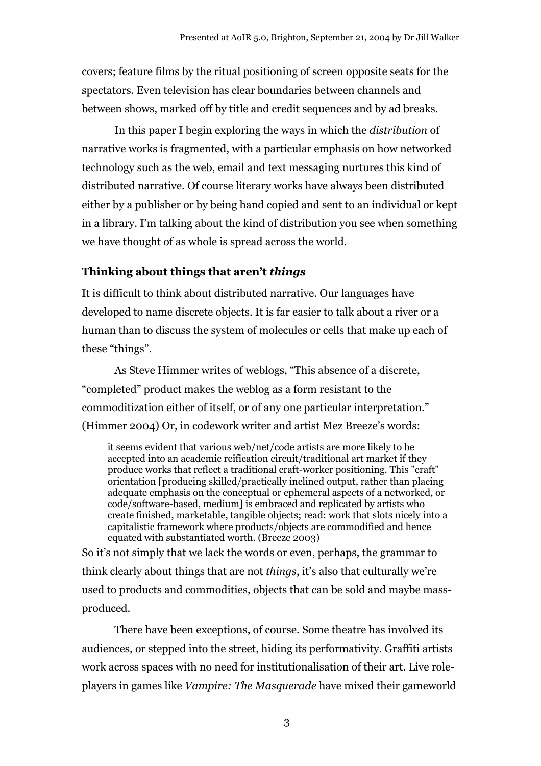covers; feature films by the ritual positioning of screen opposite seats for the spectators. Even television has clear boundaries between channels and between shows, marked off by title and credit sequences and by ad breaks.

In this paper I begin exploring the ways in which the *distribution* of narrative works is fragmented, with a particular emphasis on how networked technology such as the web, email and text messaging nurtures this kind of distributed narrative. Of course literary works have always been distributed either by a publisher or by being hand copied and sent to an individual or kept in a library. I'm talking about the kind of distribution you see when something we have thought of as whole is spread across the world.

### Thinking about things that aren't *things*

It is difficult to think about distributed narrative. Our languages have developed to name discrete objects. It is far easier to talk about a river or a human than to discuss the system of molecules or cells that make up each of these "things".

As Steve Himmer writes of weblogs, "This absence of a discrete, "completed" product makes the weblog as a form resistant to the commoditization either of itself, or of any one particular interpretation." (Himmer 2004) Or, in codework writer and artist Mez Breeze's words:

> it seems evident that various web/net/code artists are more likely to be accepted into an academic reification circuit/traditional art market if they produce works that reflect a traditional craft-worker positioning. This "craft" orientation [producing skilled/practically inclined output, rather than placing adequate emphasis on the conceptual or ephemeral aspects of a networked, or code/software-based, medium] is embraced and replicated by artists who create finished, marketable, tangible objects; read: work that slots nicely into a capitalistic framework where products/objects are commodified and hence equated with substantiated worth. (Breeze 2003)

So it's not simply that we lack the words or even, perhaps, the grammar to think clearly about things that are not *things*, it's also that culturally we're used to products and commodities, objects that can be sold and maybe mass-produced.

There have been exceptions, of course. Some theatre has involved its audiences, or stepped into the street, hiding its performativity. Graffiti artists work across spaces with no need for institutionalisation of their art. Live role-players in games like *Vampire: The Masquerade* have mixed their gameworld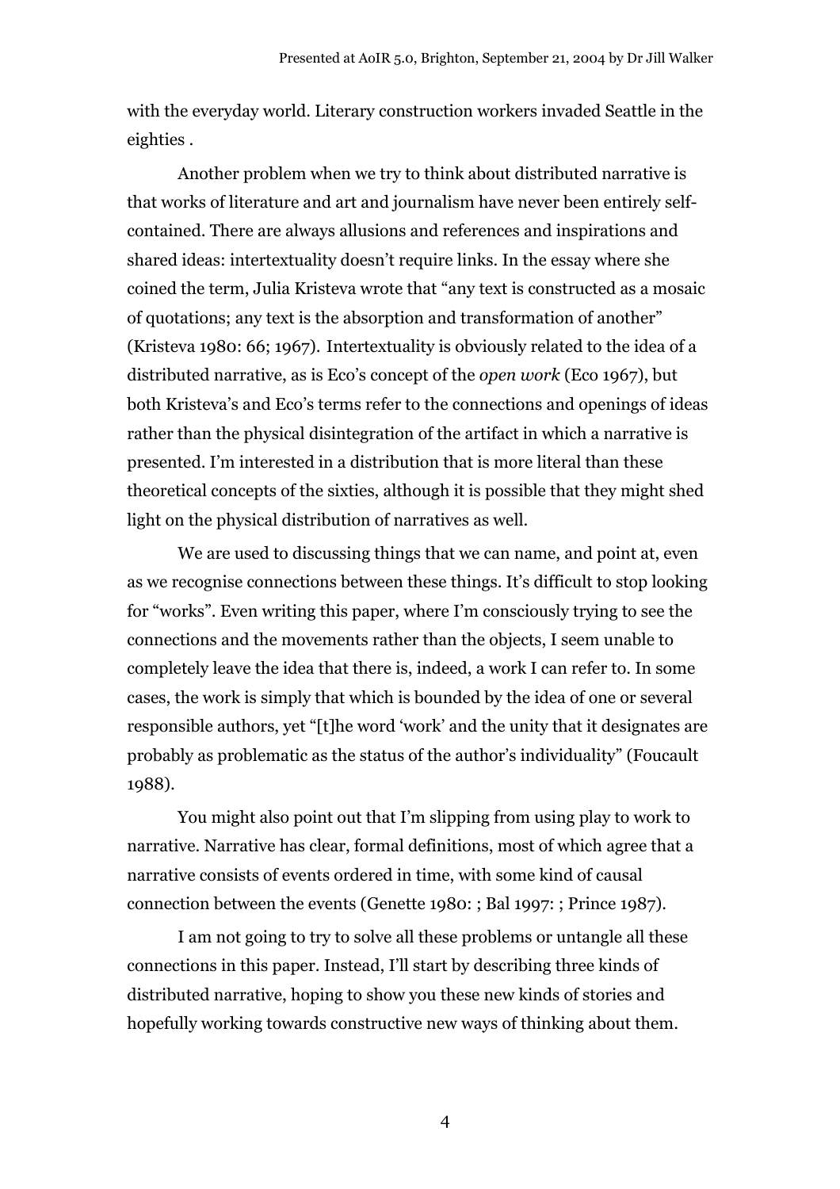with the everyday world. Literary construction workers invaded Seattle in the eighties .

Another problem when we try to think about distributed narrative is that works of literature and art and journalism have never been entirely self-contained. There are always allusions and references and inspirations and shared ideas: intertextuality doesn't require links. In the essay where she coined the term, Julia Kristeva wrote that "any text is constructed as a mosaic of quotations; any text is the absorption and transformation of another" (Kristeva 1980: 66; 1967). Intertextuality is obviously related to the idea of a distributed narrative, as is Eco's concept of the *open work* (Eco 1967), but both Kristeva's and Eco's terms refer to the connections and openings of ideas rather than the physical disintegration of the artifact in which a narrative is presented. I'm interested in a distribution that is more literal than these theoretical concepts of the sixties, although it is possible that they might shed light on the physical distribution of narratives as well.

We are used to discussing things that we can name, and point at, even as we recognise connections between these things. It's difficult to stop looking for "works". Even writing this paper, where I'm consciously trying to see the connections and the movements rather than the objects, I seem unable to completely leave the idea that there is, indeed, a work I can refer to. In some cases, the work is simply that which is bounded by the idea of one or several responsible authors, yet "[t]he word 'work' and the unity that it designates are probably as problematic as the status of the author's individuality" (Foucault 1988).

You might also point out that I'm slipping from using play to work to narrative. Narrative has clear, formal definitions, most of which agree that a narrative consists of events ordered in time, with some kind of causal connection between the events (Genette 1980: ; Bal 1997: ; Prince 1987).

I am not going to try to solve all these problems or untangle all these connections in this paper. Instead, I'll start by describing three kinds of distributed narrative, hoping to show you these new kinds of stories and hopefully working towards constructive new ways of thinking about them.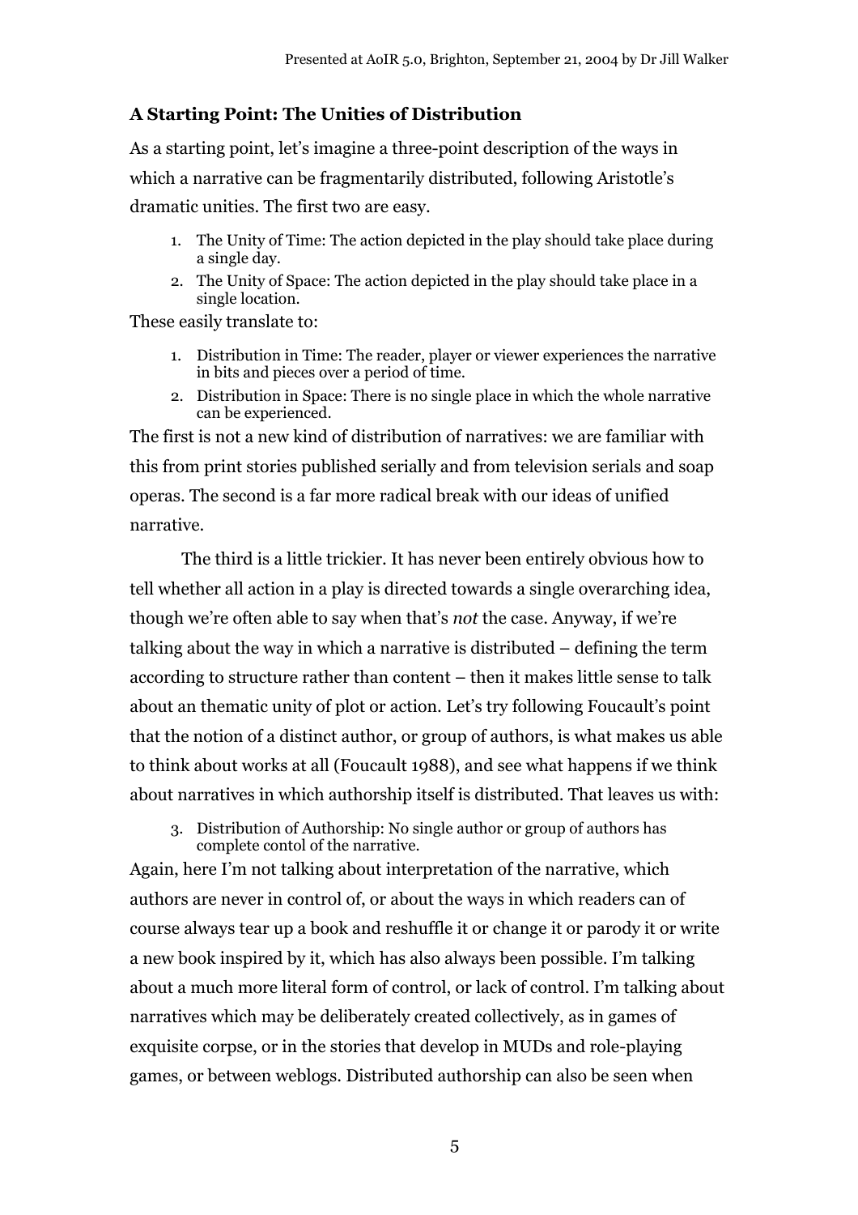### A Starting Point: The Unities of Distribution

As a starting point, let's imagine a three-point description of the ways in which a narrative can be fragmentarily distributed, following Aristotle's dramatic unities. The first two are easy.

1. The Unity of Time: The action depicted in the play should take place during a single day.
2. The Unity of Space: The action depicted in the play should take place in a single location.

These easily translate to:

1. Distribution in Time: The reader, player or viewer experiences the narrative in bits and pieces over a period of time.
2. Distribution in Space: There is no single place in which the whole narrative can be experienced.

The first is not a new kind of distribution of narratives: we are familiar with this from print stories published serially and from television serials and soap operas. The second is a far more radical break with our ideas of unified narrative.

The third is a little trickier. It has never been entirely obvious how to tell whether all action in a play is directed towards a single overarching idea, though we're often able to say when that's *not* the case. Anyway, if we're talking about the way in which a narrative is distributed – defining the term according to structure rather than content – then it makes little sense to talk about an thematic unity of plot or action. Let's try following Foucault's point that the notion of a distinct author, or group of authors, is what makes us able to think about works at all (Foucault 1988), and see what happens if we think about narratives in which authorship itself is distributed. That leaves us with:

3. Distribution of Authorship: No single author or group of authors has complete contol of the narrative.

Again, here I'm not talking about interpretation of the narrative, which authors are never in control of, or about the ways in which readers can of course always tear up a book and reshuffle it or change it or parody it or write a new book inspired by it, which has also always been possible. I'm talking about a much more literal form of control, or lack of control. I'm talking about narratives which may be deliberately created collectively, as in games of exquisite corpse, or in the stories that develop in MUDs and role-playing games, or between weblogs. Distributed authorship can also be seen when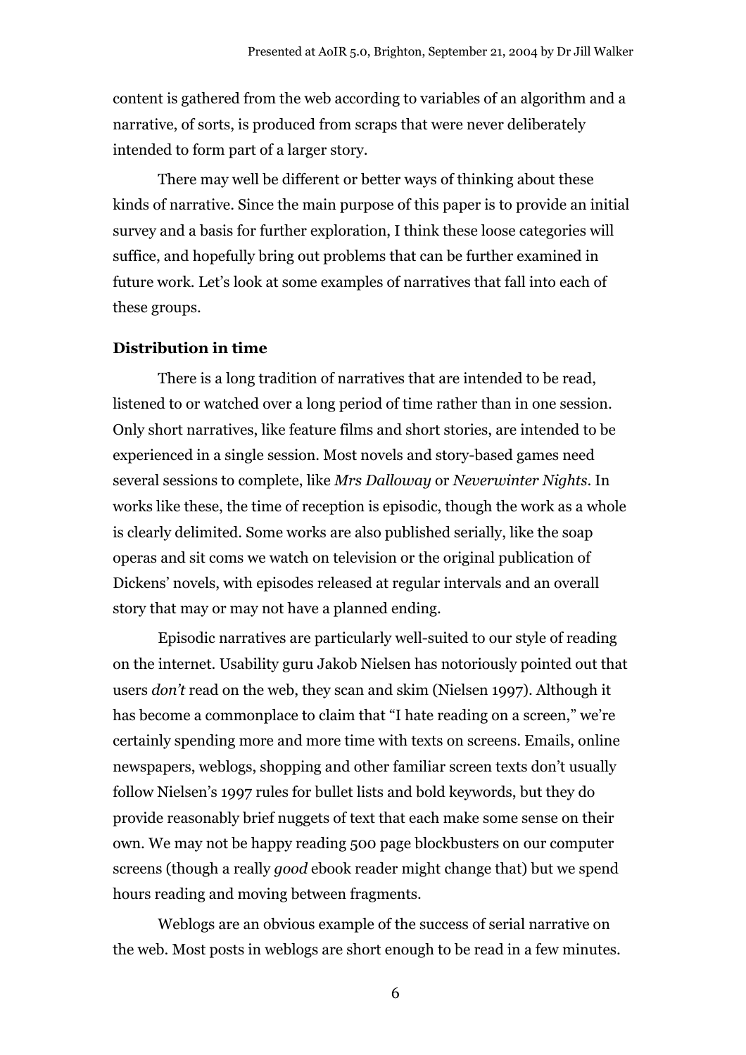content is gathered from the web according to variables of an algorithm and a narrative, of sorts, is produced from scraps that were never deliberately intended to form part of a larger story.

There may well be different or better ways of thinking about these kinds of narrative. Since the main purpose of this paper is to provide an initial survey and a basis for further exploration, I think these loose categories will suffice, and hopefully bring out problems that can be further examined in future work. Let's look at some examples of narratives that fall into each of these groups.

**Distribution in time**

There is a long tradition of narratives that are intended to be read, listened to or watched over a long period of time rather than in one session. Only short narratives, like feature films and short stories, are intended to be experienced in a single session. Most novels and story-based games need several sessions to complete, like *Mrs Dalloway* or *Neverwinter Nights*. In works like these, the time of reception is episodic, though the work as a whole is clearly delimited. Some works are also published serially, like the soap operas and sit coms we watch on television or the original publication of Dickens' novels, with episodes released at regular intervals and an overall story that may or may not have a planned ending.

Episodic narratives are particularly well-suited to our style of reading on the internet. Usability guru Jakob Nielsen has notoriously pointed out that users *don't* read on the web, they scan and skim (Nielsen 1997). Although it has become a commonplace to claim that "I hate reading on a screen," we're certainly spending more and more time with texts on screens. Emails, online newspapers, weblogs, shopping and other familiar screen texts don't usually follow Nielsen's 1997 rules for bullet lists and bold keywords, but they do provide reasonably brief nuggets of text that each make some sense on their own. We may not be happy reading 500 page blockbusters on our computer screens (though a really *good* ebook reader might change that) but we spend hours reading and moving between fragments.

Weblogs are an obvious example of the success of serial narrative on the web. Most posts in weblogs are short enough to be read in a few minutes.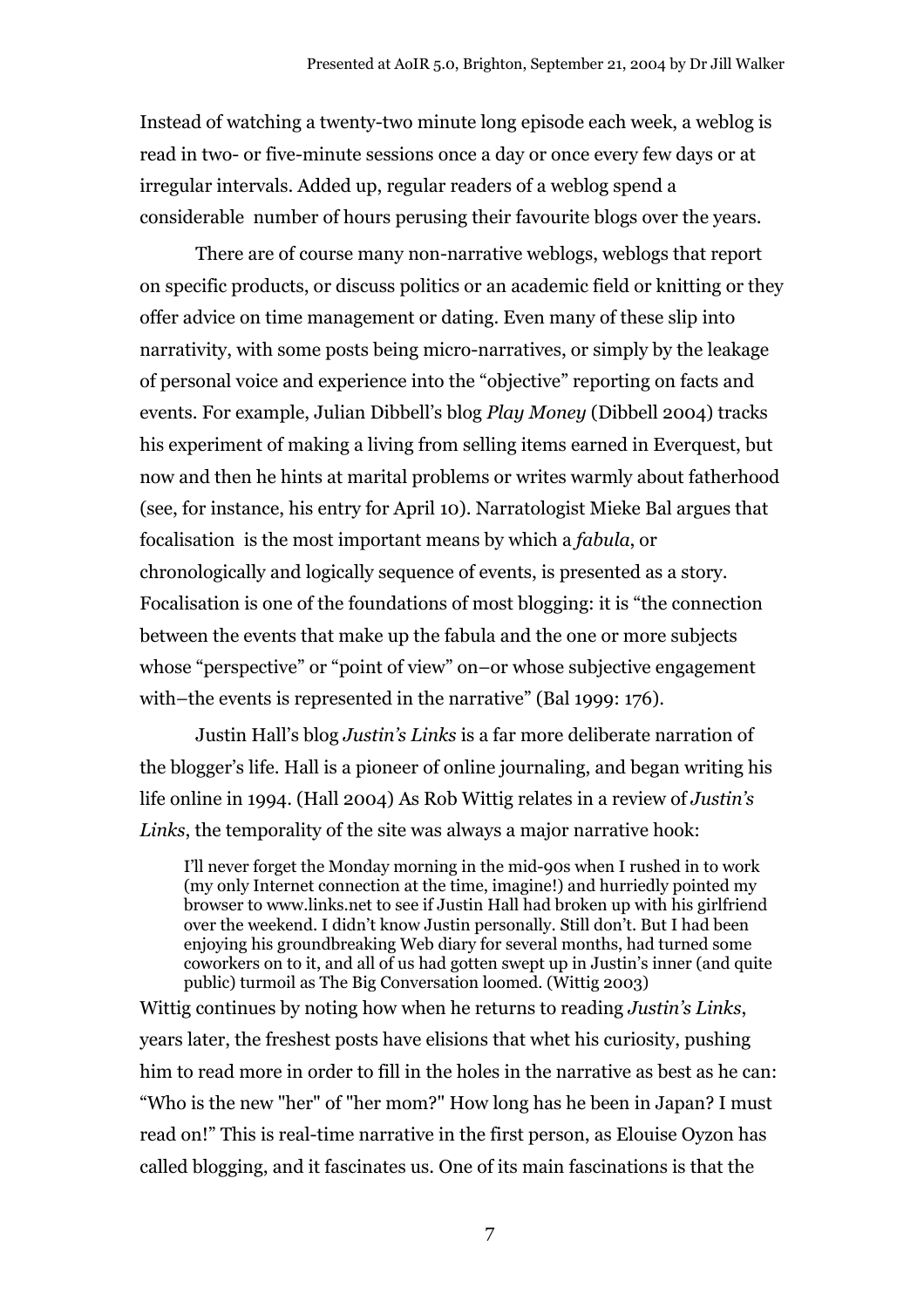Instead of watching a twenty-two minute long episode each week, a weblog is read in two- or five-minute sessions once a day or once every few days or at irregular intervals. Added up, regular readers of a weblog spend a considerable number of hours perusing their favourite blogs over the years.

There are of course many non-narrative weblogs, weblogs that report on specific products, or discuss politics or an academic field or knitting or they offer advice on time management or dating. Even many of these slip into narrativity, with some posts being micro-narratives, or simply by the leakage of personal voice and experience into the "objective" reporting on facts and events. For example, Julian Dibbell's blog *Play Money* (Dibbell 2004) tracks his experiment of making a living from selling items earned in Everquest, but now and then he hints at marital problems or writes warmly about fatherhood (see, for instance, his entry for April 10). Narratologist Mieke Bal argues that focalisation is the most important means by which a *fabula*, or chronologically and logically sequence of events, is presented as a story. Focalisation is one of the foundations of most blogging: it is "the connection between the events that make up the fabula and the one or more subjects whose "perspective" or "point of view" on–or whose subjective engagement with–the events is represented in the narrative" (Bal 1999: 176).

Justin Hall's blog *Justin's Links* is a far more deliberate narration of the blogger's life. Hall is a pioneer of online journaling, and began writing his life online in 1994. (Hall 2004) As Rob Wittig relates in a review of *Justin's Links*, the temporality of the site was always a major narrative hook:

> I'll never forget the Monday morning in the mid-90s when I rushed in to work (my only Internet connection at the time, imagine!) and hurriedly pointed my browser to www.links.net to see if Justin Hall had broken up with his girlfriend over the weekend. I didn't know Justin personally. Still don't. But I had been enjoying his groundbreaking Web diary for several months, had turned some coworkers on to it, and all of us had gotten swept up in Justin's inner (and quite public) turmoil as The Big Conversation loomed. (Wittig 2003)

Wittig continues by noting how when he returns to reading *Justin's Links*, years later, the freshest posts have elisions that whet his curiosity, pushing him to read more in order to fill in the holes in the narrative as best as he can: "Who is the new "her" of "her mom?" How long has he been in Japan? I must read on!" This is real-time narrative in the first person, as Elouise Oyzon has called blogging, and it fascinates us. One of its main fascinations is that the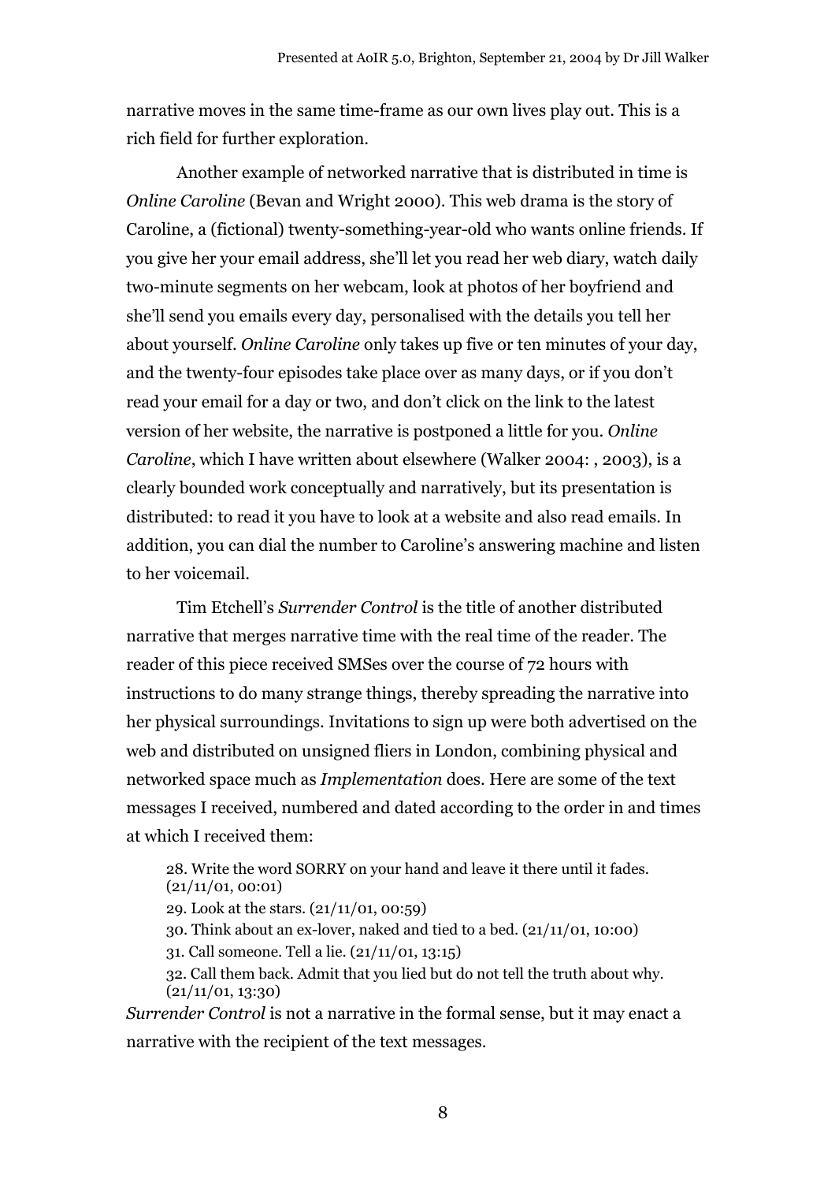narrative moves in the same time-frame as our own lives play out. This is a rich field for further exploration.

Another example of networked narrative that is distributed in time is *Online Caroline* (Bevan and Wright 2000). This web drama is the story of Caroline, a (fictional) twenty-something-year-old who wants online friends. If you give her your email address, she'll let you read her web diary, watch daily two-minute segments on her webcam, look at photos of her boyfriend and she'll send you emails every day, personalised with the details you tell her about yourself. *Online Caroline* only takes up five or ten minutes of your day, and the twenty-four episodes take place over as many days, or if you don't read your email for a day or two, and don't click on the link to the latest version of her website, the narrative is postponed a little for you. *Online Caroline*, which I have written about elsewhere (Walker 2004: , 2003), is a clearly bounded work conceptually and narratively, but its presentation is distributed: to read it you have to look at a website and also read emails. In addition, you can dial the number to Caroline's answering machine and listen to her voicemail.

Tim Etchell's *Surrender Control* is the title of another distributed narrative that merges narrative time with the real time of the reader. The reader of this piece received SMSes over the course of 72 hours with instructions to do many strange things, thereby spreading the narrative into her physical surroundings. Invitations to sign up were both advertised on the web and distributed on unsigned fliers in London, combining physical and networked space much as *Implementation* does. Here are some of the text messages I received, numbered and dated according to the order in and times at which I received them:

> 28. Write the word SORRY on your hand and leave it there until it fades. (21/11/01, 00:01)
>
> 29. Look at the stars. (21/11/01, 00:59)
>
> 30. Think about an ex-lover, naked and tied to a bed. (21/11/01, 10:00)
>
> 31. Call someone. Tell a lie. (21/11/01, 13:15)
>
> 32. Call them back. Admit that you lied but do not tell the truth about why. (21/11/01, 13:30)

*Surrender Control* is not a narrative in the formal sense, but it may enact a narrative with the recipient of the text messages.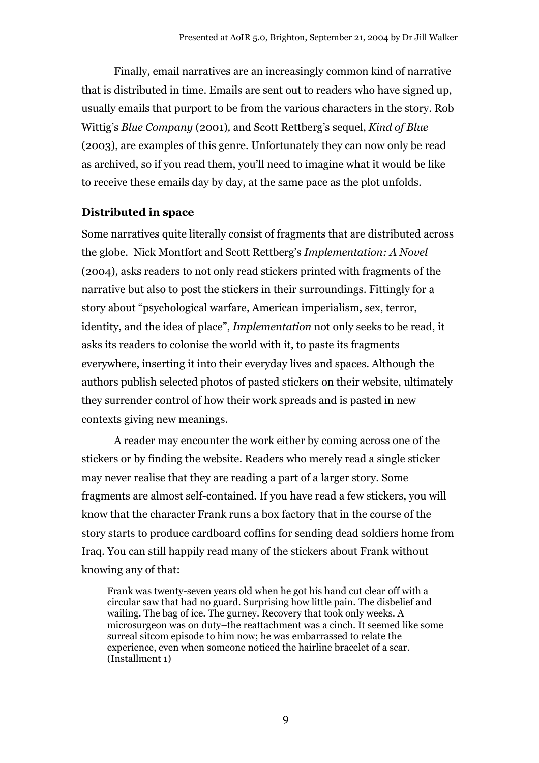Finally, email narratives are an increasingly common kind of narrative that is distributed in time. Emails are sent out to readers who have signed up, usually emails that purport to be from the various characters in the story. Rob Wittig's *Blue Company* (2001)*,* and Scott Rettberg's sequel, *Kind of Blue* (2003), are examples of this genre. Unfortunately they can now only be read as archived, so if you read them, you'll need to imagine what it would be like to receive these emails day by day, at the same pace as the plot unfolds.

### Distributed in space

Some narratives quite literally consist of fragments that are distributed across the globe. Nick Montfort and Scott Rettberg's *Implementation: A Novel* (2004), asks readers to not only read stickers printed with fragments of the narrative but also to post the stickers in their surroundings. Fittingly for a story about "psychological warfare, American imperialism, sex, terror, identity, and the idea of place", *Implementation* not only seeks to be read, it asks its readers to colonise the world with it, to paste its fragments everywhere, inserting it into their everyday lives and spaces. Although the authors publish selected photos of pasted stickers on their website, ultimately they surrender control of how their work spreads and is pasted in new contexts giving new meanings.

A reader may encounter the work either by coming across one of the stickers or by finding the website. Readers who merely read a single sticker may never realise that they are reading a part of a larger story. Some fragments are almost self-contained. If you have read a few stickers, you will know that the character Frank runs a box factory that in the course of the story starts to produce cardboard coffins for sending dead soldiers home from Iraq. You can still happily read many of the stickers about Frank without knowing any of that:

> Frank was twenty-seven years old when he got his hand cut clear off with a circular saw that had no guard. Surprising how little pain. The disbelief and wailing. The bag of ice. The gurney. Recovery that took only weeks. A microsurgeon was on duty–the reattachment was a cinch. It seemed like some surreal sitcom episode to him now; he was embarrassed to relate the experience, even when someone noticed the hairline bracelet of a scar. (Installment 1)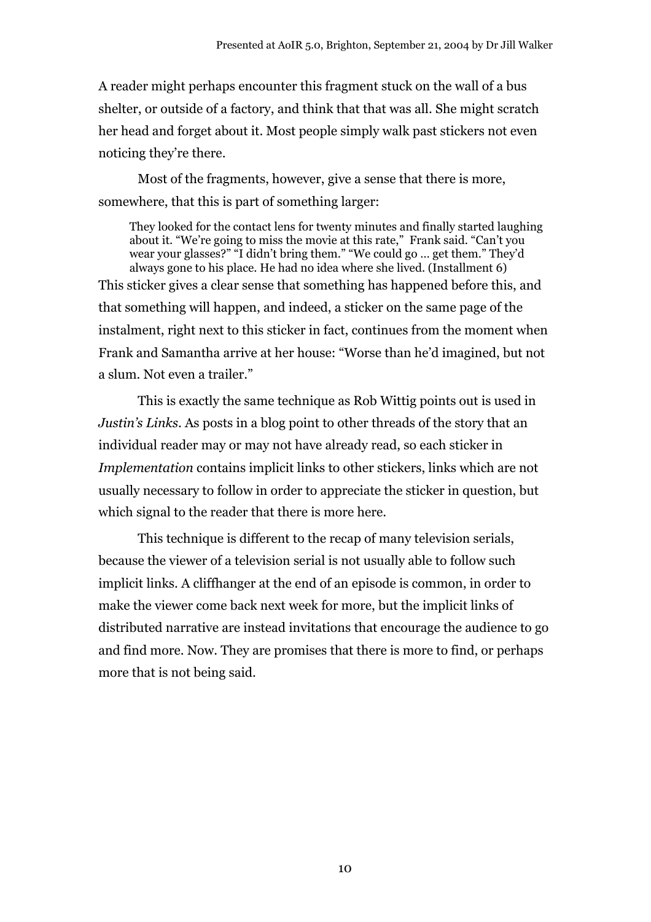A reader might perhaps encounter this fragment stuck on the wall of a bus shelter, or outside of a factory, and think that that was all. She might scratch her head and forget about it. Most people simply walk past stickers not even noticing they're there.

Most of the fragments, however, give a sense that there is more, somewhere, that this is part of something larger:

> They looked for the contact lens for twenty minutes and finally started laughing about it. "We're going to miss the movie at this rate," Frank said. "Can't you wear your glasses?" "I didn't bring them." "We could go … get them." They'd always gone to his place. He had no idea where she lived. (Installment 6)

This sticker gives a clear sense that something has happened before this, and that something will happen, and indeed, a sticker on the same page of the instalment, right next to this sticker in fact, continues from the moment when Frank and Samantha arrive at her house: "Worse than he'd imagined, but not a slum. Not even a trailer."

This is exactly the same technique as Rob Wittig points out is used in *Justin's Links*. As posts in a blog point to other threads of the story that an individual reader may or may not have already read, so each sticker in *Implementation* contains implicit links to other stickers, links which are not usually necessary to follow in order to appreciate the sticker in question, but which signal to the reader that there is more here.

This technique is different to the recap of many television serials, because the viewer of a television serial is not usually able to follow such implicit links. A cliffhanger at the end of an episode is common, in order to make the viewer come back next week for more, but the implicit links of distributed narrative are instead invitations that encourage the audience to go and find more. Now. They are promises that there is more to find, or perhaps more that is not being said.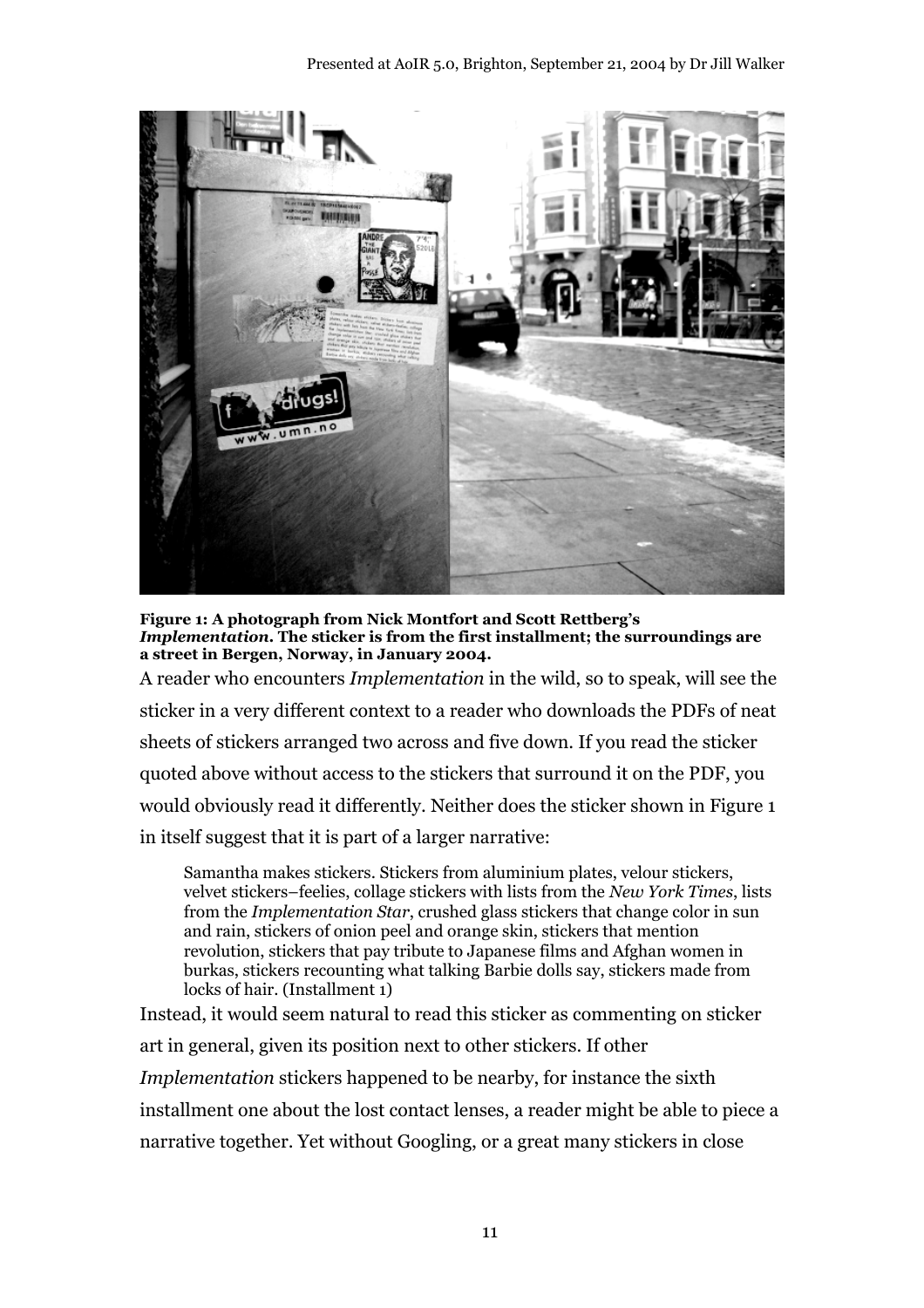**Figure 1: A photograph from Nick Montfort and Scott Rettberg's *Implementation*. The sticker is from the first installment; the surroundings are a street in Bergen, Norway, in January 2004.**

A reader who encounters *Implementation* in the wild, so to speak, will see the sticker in a very different context to a reader who downloads the PDFs of neat sheets of stickers arranged two across and five down. If you read the sticker quoted above without access to the stickers that surround it on the PDF, you would obviously read it differently. Neither does the sticker shown in Figure 1 in itself suggest that it is part of a larger narrative:

> Samantha makes stickers. Stickers from aluminium plates, velour stickers, velvet stickers–feelies, collage stickers with lists from the *New York Times*, lists from the *Implementation Star*, crushed glass stickers that change color in sun and rain, stickers of onion peel and orange skin, stickers that mention revolution, stickers that pay tribute to Japanese films and Afghan women in burkas, stickers recounting what talking Barbie dolls say, stickers made from locks of hair. (Installment 1)

Instead, it would seem natural to read this sticker as commenting on sticker art in general, given its position next to other stickers. If other *Implementation* stickers happened to be nearby, for instance the sixth installment one about the lost contact lenses, a reader might be able to piece a narrative together. Yet without Googling, or a great many stickers in close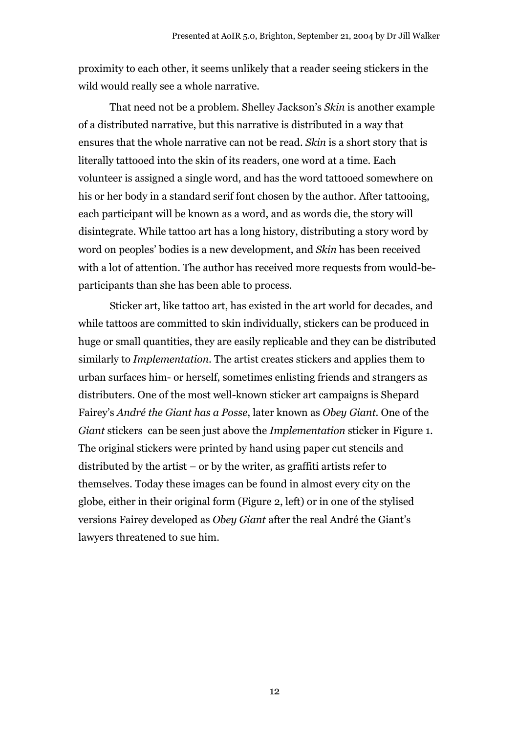proximity to each other, it seems unlikely that a reader seeing stickers in the wild would really see a whole narrative.

That need not be a problem. Shelley Jackson's *Skin* is another example of a distributed narrative, but this narrative is distributed in a way that ensures that the whole narrative can not be read. *Skin* is a short story that is literally tattooed into the skin of its readers, one word at a time. Each volunteer is assigned a single word, and has the word tattooed somewhere on his or her body in a standard serif font chosen by the author. After tattooing, each participant will be known as a word, and as words die, the story will disintegrate. While tattoo art has a long history, distributing a story word by word on peoples' bodies is a new development, and *Skin* has been received with a lot of attention. The author has received more requests from would-be-participants than she has been able to process.

Sticker art, like tattoo art, has existed in the art world for decades, and while tattoos are committed to skin individually, stickers can be produced in huge or small quantities, they are easily replicable and they can be distributed similarly to *Implementation*. The artist creates stickers and applies them to urban surfaces him- or herself, sometimes enlisting friends and strangers as distributers. One of the most well-known sticker art campaigns is Shepard Fairey's *André the Giant has a Posse*, later known as *Obey Giant*. One of the *Giant* stickers can be seen just above the *Implementation* sticker in Figure 1. The original stickers were printed by hand using paper cut stencils and distributed by the artist – or by the writer, as graffiti artists refer to themselves. Today these images can be found in almost every city on the globe, either in their original form (Figure 2, left) or in one of the stylised versions Fairey developed as *Obey Giant* after the real André the Giant's lawyers threatened to sue him.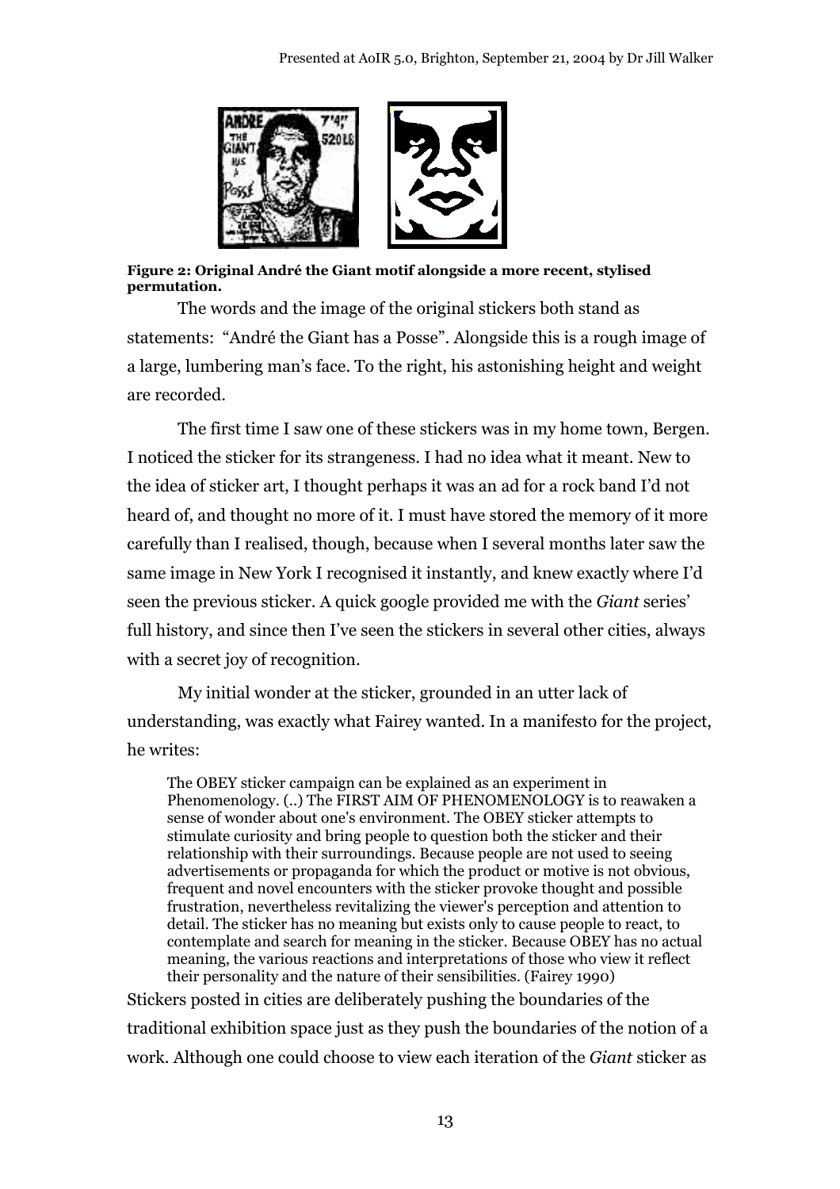**Figure 2: Original André the Giant motif alongside a more recent, stylised permutation.**

The words and the image of the original stickers both stand as statements: "André the Giant has a Posse". Alongside this is a rough image of a large, lumbering man's face. To the right, his astonishing height and weight are recorded.

The first time I saw one of these stickers was in my home town, Bergen. I noticed the sticker for its strangeness. I had no idea what it meant. New to the idea of sticker art, I thought perhaps it was an ad for a rock band I'd not heard of, and thought no more of it. I must have stored the memory of it more carefully than I realised, though, because when I several months later saw the same image in New York I recognised it instantly, and knew exactly where I'd seen the previous sticker. A quick google provided me with the *Giant* series' full history, and since then I've seen the stickers in several other cities, always with a secret joy of recognition.

My initial wonder at the sticker, grounded in an utter lack of understanding, was exactly what Fairey wanted. In a manifesto for the project, he writes:

> The OBEY sticker campaign can be explained as an experiment in Phenomenology. (..) The FIRST AIM OF PHENOMENOLOGY is to reawaken a sense of wonder about one's environment. The OBEY sticker attempts to stimulate curiosity and bring people to question both the sticker and their relationship with their surroundings. Because people are not used to seeing advertisements or propaganda for which the product or motive is not obvious, frequent and novel encounters with the sticker provoke thought and possible frustration, nevertheless revitalizing the viewer's perception and attention to detail. The sticker has no meaning but exists only to cause people to react, to contemplate and search for meaning in the sticker. Because OBEY has no actual meaning, the various reactions and interpretations of those who view it reflect their personality and the nature of their sensibilities. (Fairey 1990)

Stickers posted in cities are deliberately pushing the boundaries of the traditional exhibition space just as they push the boundaries of the notion of a work. Although one could choose to view each iteration of the *Giant* sticker as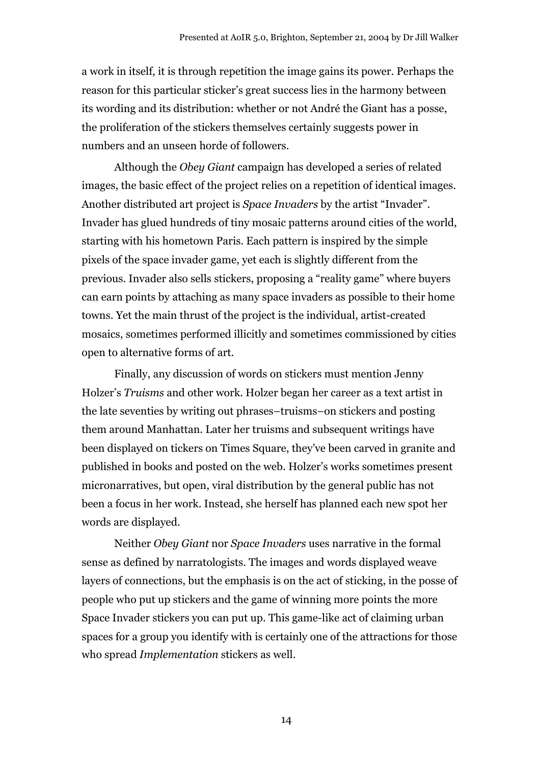a work in itself, it is through repetition the image gains its power. Perhaps the reason for this particular sticker's great success lies in the harmony between its wording and its distribution: whether or not André the Giant has a posse, the proliferation of the stickers themselves certainly suggests power in numbers and an unseen horde of followers.

Although the *Obey Giant* campaign has developed a series of related images, the basic effect of the project relies on a repetition of identical images. Another distributed art project is *Space Invaders* by the artist "Invader". Invader has glued hundreds of tiny mosaic patterns around cities of the world, starting with his hometown Paris. Each pattern is inspired by the simple pixels of the space invader game, yet each is slightly different from the previous. Invader also sells stickers, proposing a "reality game" where buyers can earn points by attaching as many space invaders as possible to their home towns. Yet the main thrust of the project is the individual, artist-created mosaics, sometimes performed illicitly and sometimes commissioned by cities open to alternative forms of art.

Finally, any discussion of words on stickers must mention Jenny Holzer's *Truisms* and other work. Holzer began her career as a text artist in the late seventies by writing out phrases–truisms–on stickers and posting them around Manhattan. Later her truisms and subsequent writings have been displayed on tickers on Times Square, they've been carved in granite and published in books and posted on the web. Holzer's works sometimes present micronarratives, but open, viral distribution by the general public has not been a focus in her work. Instead, she herself has planned each new spot her words are displayed.

Neither *Obey Giant* nor *Space Invaders* uses narrative in the formal sense as defined by narratologists. The images and words displayed weave layers of connections, but the emphasis is on the act of sticking, in the posse of people who put up stickers and the game of winning more points the more Space Invader stickers you can put up. This game-like act of claiming urban spaces for a group you identify with is certainly one of the attractions for those who spread *Implementation* stickers as well.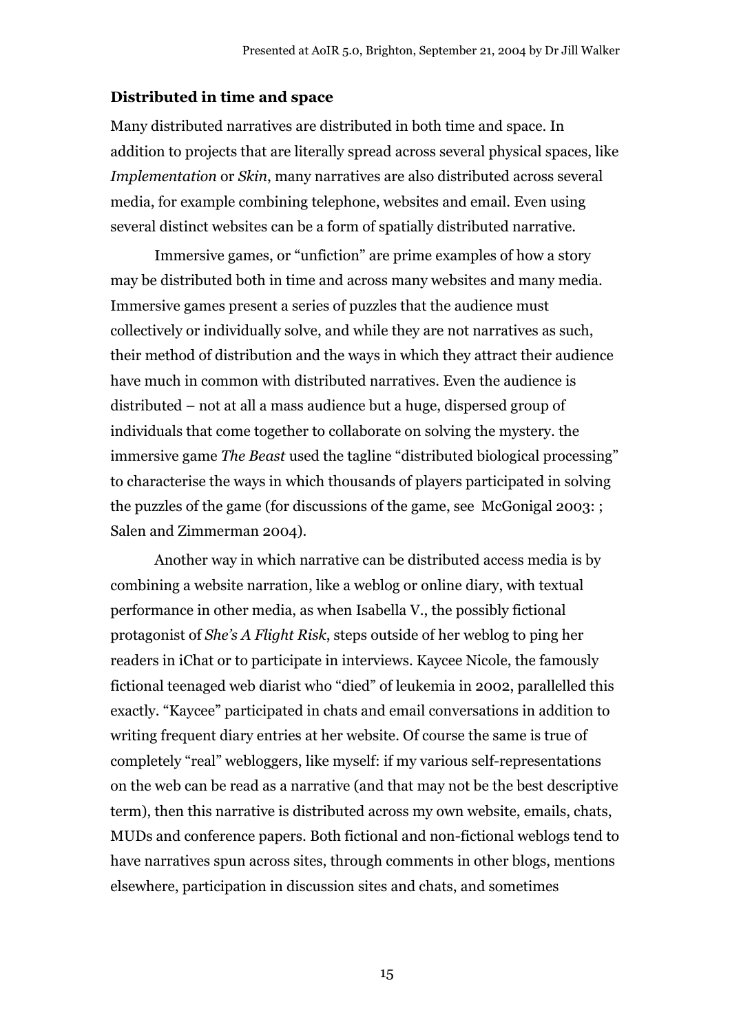### Distributed in time and space

Many distributed narratives are distributed in both time and space. In addition to projects that are literally spread across several physical spaces, like *Implementation* or *Skin*, many narratives are also distributed across several media, for example combining telephone, websites and email. Even using several distinct websites can be a form of spatially distributed narrative.

Immersive games, or "unfiction" are prime examples of how a story may be distributed both in time and across many websites and many media. Immersive games present a series of puzzles that the audience must collectively or individually solve, and while they are not narratives as such, their method of distribution and the ways in which they attract their audience have much in common with distributed narratives. Even the audience is distributed – not at all a mass audience but a huge, dispersed group of individuals that come together to collaborate on solving the mystery. the immersive game *The Beast* used the tagline "distributed biological processing" to characterise the ways in which thousands of players participated in solving the puzzles of the game (for discussions of the game, see McGonigal 2003: ; Salen and Zimmerman 2004).

Another way in which narrative can be distributed access media is by combining a website narration, like a weblog or online diary, with textual performance in other media, as when Isabella V., the possibly fictional protagonist of *She's A Flight Risk*, steps outside of her weblog to ping her readers in iChat or to participate in interviews. Kaycee Nicole, the famously fictional teenaged web diarist who "died" of leukemia in 2002, parallelled this exactly. "Kaycee" participated in chats and email conversations in addition to writing frequent diary entries at her website. Of course the same is true of completely "real" webloggers, like myself: if my various self-representations on the web can be read as a narrative (and that may not be the best descriptive term), then this narrative is distributed across my own website, emails, chats, MUDs and conference papers. Both fictional and non-fictional weblogs tend to have narratives spun across sites, through comments in other blogs, mentions elsewhere, participation in discussion sites and chats, and sometimes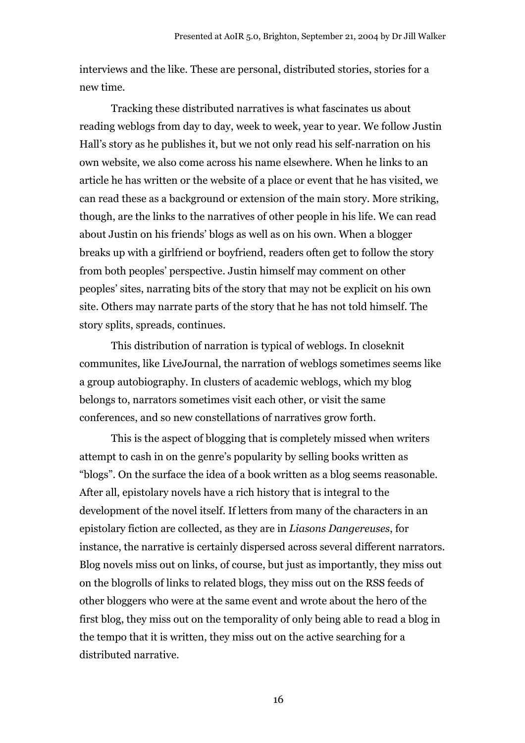interviews and the like. These are personal, distributed stories, stories for a new time.

Tracking these distributed narratives is what fascinates us about reading weblogs from day to day, week to week, year to year. We follow Justin Hall's story as he publishes it, but we not only read his self-narration on his own website, we also come across his name elsewhere. When he links to an article he has written or the website of a place or event that he has visited, we can read these as a background or extension of the main story. More striking, though, are the links to the narratives of other people in his life. We can read about Justin on his friends' blogs as well as on his own. When a blogger breaks up with a girlfriend or boyfriend, readers often get to follow the story from both peoples' perspective. Justin himself may comment on other peoples' sites, narrating bits of the story that may not be explicit on his own site. Others may narrate parts of the story that he has not told himself. The story splits, spreads, continues.

This distribution of narration is typical of weblogs. In closeknit communites, like LiveJournal, the narration of weblogs sometimes seems like a group autobiography. In clusters of academic weblogs, which my blog belongs to, narrators sometimes visit each other, or visit the same conferences, and so new constellations of narratives grow forth.

This is the aspect of blogging that is completely missed when writers attempt to cash in on the genre's popularity by selling books written as "blogs". On the surface the idea of a book written as a blog seems reasonable. After all, epistolary novels have a rich history that is integral to the development of the novel itself. If letters from many of the characters in an epistolary fiction are collected, as they are in *Liasons Dangereuses*, for instance, the narrative is certainly dispersed across several different narrators. Blog novels miss out on links, of course, but just as importantly, they miss out on the blogrolls of links to related blogs, they miss out on the RSS feeds of other bloggers who were at the same event and wrote about the hero of the first blog, they miss out on the temporality of only being able to read a blog in the tempo that it is written, they miss out on the active searching for a distributed narrative.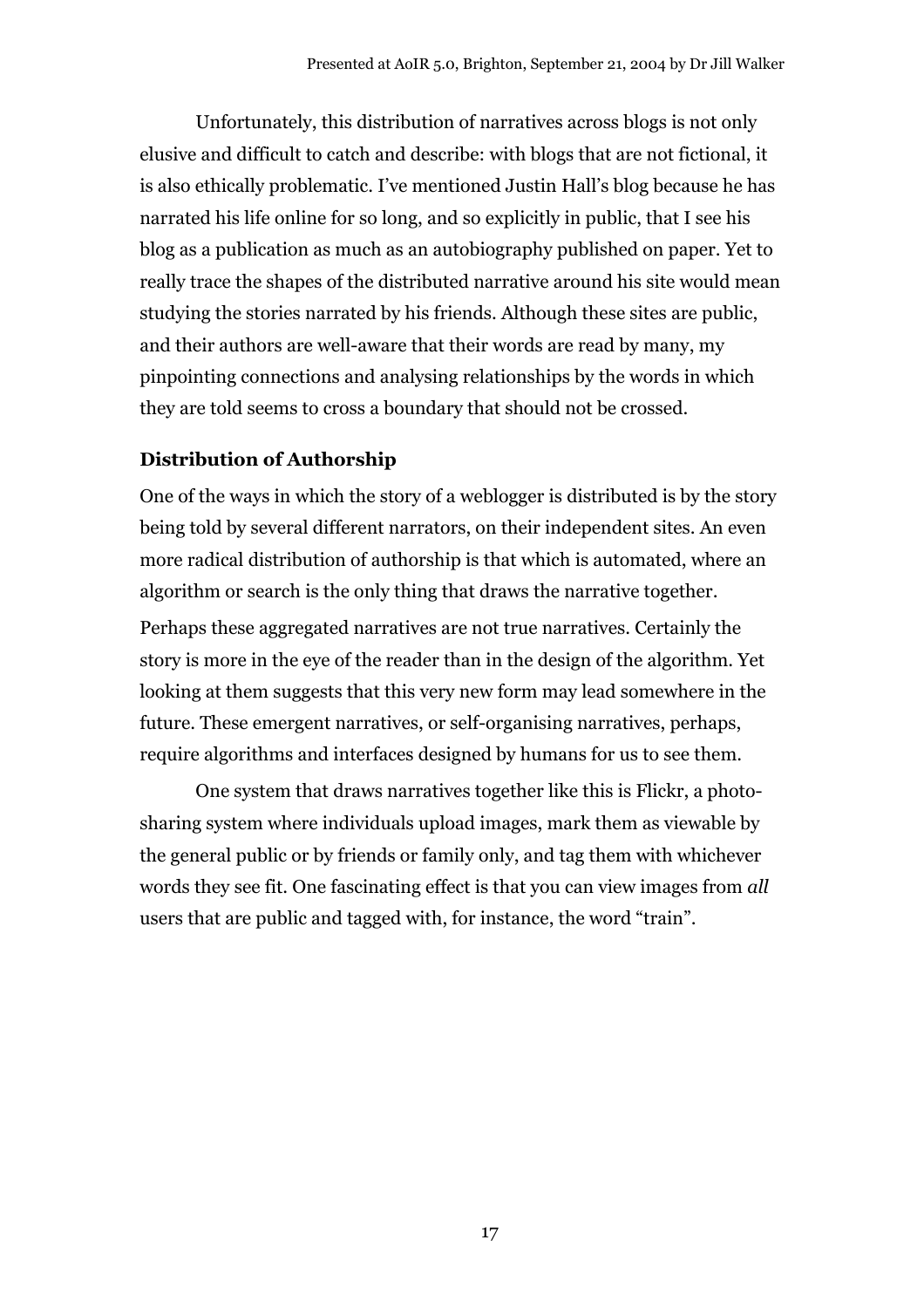Unfortunately, this distribution of narratives across blogs is not only elusive and difficult to catch and describe: with blogs that are not fictional, it is also ethically problematic. I've mentioned Justin Hall's blog because he has narrated his life online for so long, and so explicitly in public, that I see his blog as a publication as much as an autobiography published on paper. Yet to really trace the shapes of the distributed narrative around his site would mean studying the stories narrated by his friends. Although these sites are public, and their authors are well-aware that their words are read by many, my pinpointing connections and analysing relationships by the words in which they are told seems to cross a boundary that should not be crossed.

### Distribution of Authorship

One of the ways in which the story of a weblogger is distributed is by the story being told by several different narrators, on their independent sites. An even more radical distribution of authorship is that which is automated, where an algorithm or search is the only thing that draws the narrative together.

Perhaps these aggregated narratives are not true narratives. Certainly the story is more in the eye of the reader than in the design of the algorithm. Yet looking at them suggests that this very new form may lead somewhere in the future. These emergent narratives, or self-organising narratives, perhaps, require algorithms and interfaces designed by humans for us to see them.

One system that draws narratives together like this is Flickr, a photo-sharing system where individuals upload images, mark them as viewable by the general public or by friends or family only, and tag them with whichever words they see fit. One fascinating effect is that you can view images from *all* users that are public and tagged with, for instance, the word "train".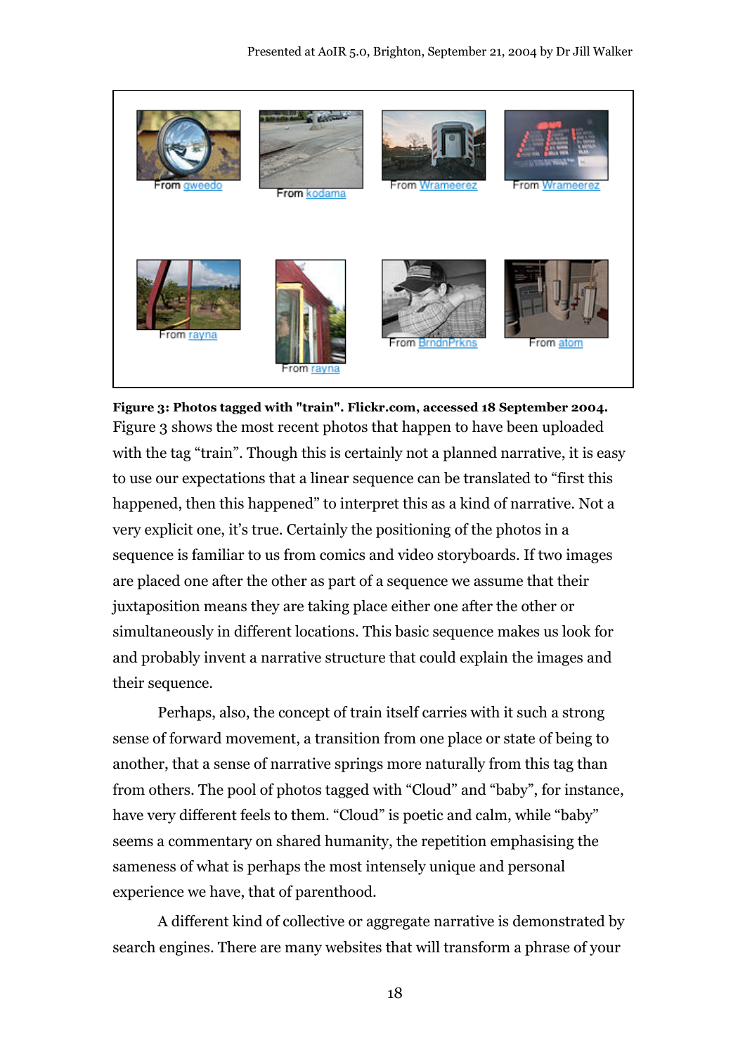From gweedo From kodama From Wrameerez From Wrameerez

From rayna From rayna From BrndnPrkns From atom

**Figure 3: Photos tagged with "train". Flickr.com, accessed 18 September 2004.**

Figure 3 shows the most recent photos that happen to have been uploaded with the tag "train". Though this is certainly not a planned narrative, it is easy to use our expectations that a linear sequence can be translated to "first this happened, then this happened" to interpret this as a kind of narrative. Not a very explicit one, it's true. Certainly the positioning of the photos in a sequence is familiar to us from comics and video storyboards. If two images are placed one after the other as part of a sequence we assume that their juxtaposition means they are taking place either one after the other or simultaneously in different locations. This basic sequence makes us look for and probably invent a narrative structure that could explain the images and their sequence.

Perhaps, also, the concept of train itself carries with it such a strong sense of forward movement, a transition from one place or state of being to another, that a sense of narrative springs more naturally from this tag than from others. The pool of photos tagged with "Cloud" and "baby", for instance, have very different feels to them. "Cloud" is poetic and calm, while "baby" seems a commentary on shared humanity, the repetition emphasising the sameness of what is perhaps the most intensely unique and personal experience we have, that of parenthood.

A different kind of collective or aggregate narrative is demonstrated by search engines. There are many websites that will transform a phrase of your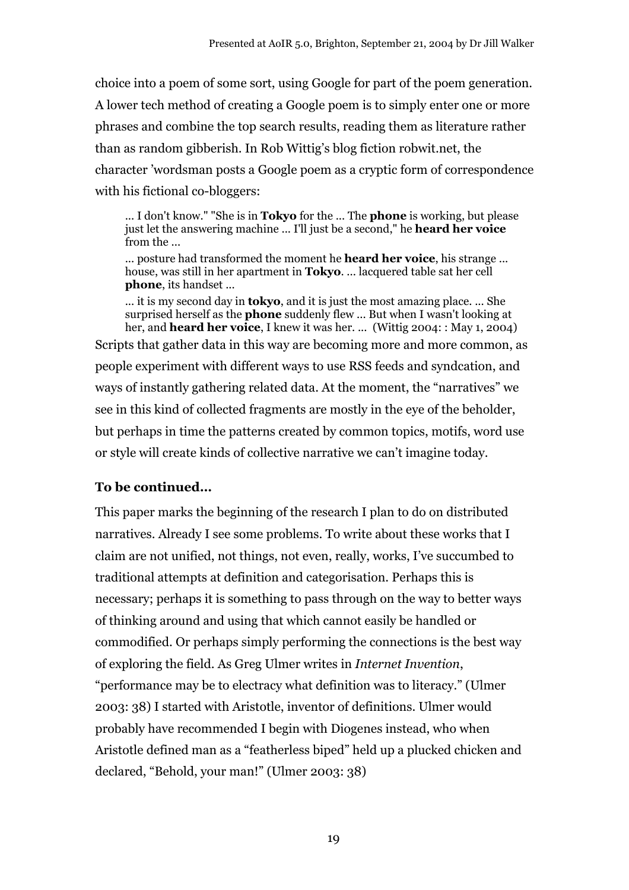choice into a poem of some sort, using Google for part of the poem generation. A lower tech method of creating a Google poem is to simply enter one or more phrases and combine the top search results, reading them as literature rather than as random gibberish. In Rob Wittig's blog fiction robwit.net, the character 'wordsman posts a Google poem as a cryptic form of correspondence with his fictional co-bloggers:

> ... I don't know." "She is in **Tokyo** for the ... The **phone** is working, but please just let the answering machine ... I'll just be a second," he **heard her voice** from the ...
>
> ... posture had transformed the moment he **heard her voice**, his strange ... house, was still in her apartment in **Tokyo**. ... lacquered table sat her cell **phone**, its handset ...
>
> ... it is my second day in **tokyo**, and it is just the most amazing place. ... She surprised herself as the **phone** suddenly flew ... But when I wasn't looking at her, and **heard her voice**, I knew it was her. ... (Wittig 2004: : May 1, 2004)

Scripts that gather data in this way are becoming more and more common, as people experiment with different ways to use RSS feeds and syndcation, and ways of instantly gathering related data. At the moment, the "narratives" we see in this kind of collected fragments are mostly in the eye of the beholder, but perhaps in time the patterns created by common topics, motifs, word use or style will create kinds of collective narrative we can't imagine today.

**To be continued…**

This paper marks the beginning of the research I plan to do on distributed narratives. Already I see some problems. To write about these works that I claim are not unified, not things, not even, really, works, I've succumbed to traditional attempts at definition and categorisation. Perhaps this is necessary; perhaps it is something to pass through on the way to better ways of thinking around and using that which cannot easily be handled or commodified. Or perhaps simply performing the connections is the best way of exploring the field. As Greg Ulmer writes in *Internet Invention*, "performance may be to electracy what definition was to literacy." (Ulmer 2003: 38) I started with Aristotle, inventor of definitions. Ulmer would probably have recommended I begin with Diogenes instead, who when Aristotle defined man as a "featherless biped" held up a plucked chicken and declared, "Behold, your man!" (Ulmer 2003: 38)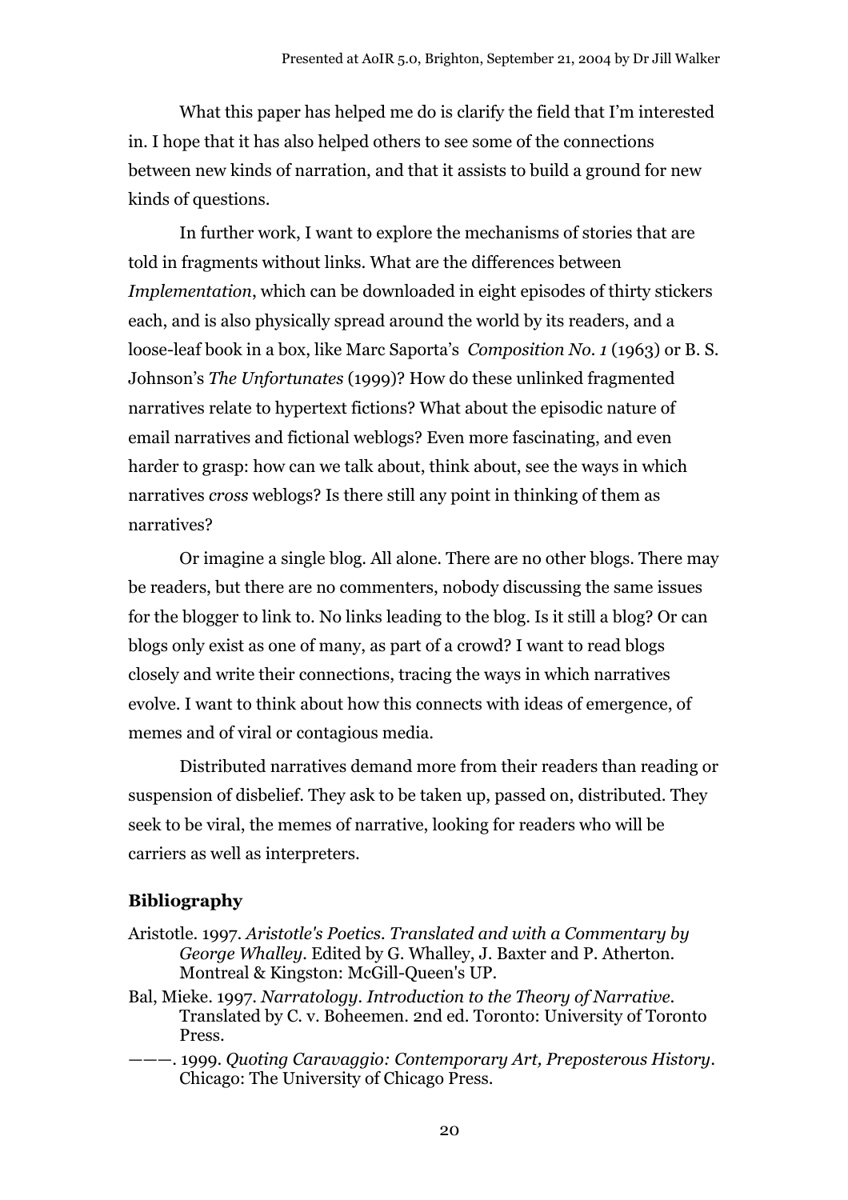What this paper has helped me do is clarify the field that I'm interested in. I hope that it has also helped others to see some of the connections between new kinds of narration, and that it assists to build a ground for new kinds of questions.

In further work, I want to explore the mechanisms of stories that are told in fragments without links. What are the differences between *Implementation*, which can be downloaded in eight episodes of thirty stickers each, and is also physically spread around the world by its readers, and a loose-leaf book in a box, like Marc Saporta's *Composition No. 1* (1963) or B. S. Johnson's *The Unfortunates* (1999)? How do these unlinked fragmented narratives relate to hypertext fictions? What about the episodic nature of email narratives and fictional weblogs? Even more fascinating, and even harder to grasp: how can we talk about, think about, see the ways in which narratives *cross* weblogs? Is there still any point in thinking of them as narratives?

Or imagine a single blog. All alone. There are no other blogs. There may be readers, but there are no commenters, nobody discussing the same issues for the blogger to link to. No links leading to the blog. Is it still a blog? Or can blogs only exist as one of many, as part of a crowd? I want to read blogs closely and write their connections, tracing the ways in which narratives evolve. I want to think about how this connects with ideas of emergence, of memes and of viral or contagious media.

Distributed narratives demand more from their readers than reading or suspension of disbelief. They ask to be taken up, passed on, distributed. They seek to be viral, the memes of narrative, looking for readers who will be carriers as well as interpreters.

### Bibliography

Aristotle. 1997. *Aristotle's Poetics. Translated and with a Commentary by George Whalley*. Edited by G. Whalley, J. Baxter and P. Atherton. Montreal & Kingston: McGill-Queen's UP.

Bal, Mieke. 1997. *Narratology. Introduction to the Theory of Narrative*. Translated by C. v. Boheemen. 2nd ed. Toronto: University of Toronto Press.

———. 1999. *Quoting Caravaggio: Contemporary Art, Preposterous History*. Chicago: The University of Chicago Press.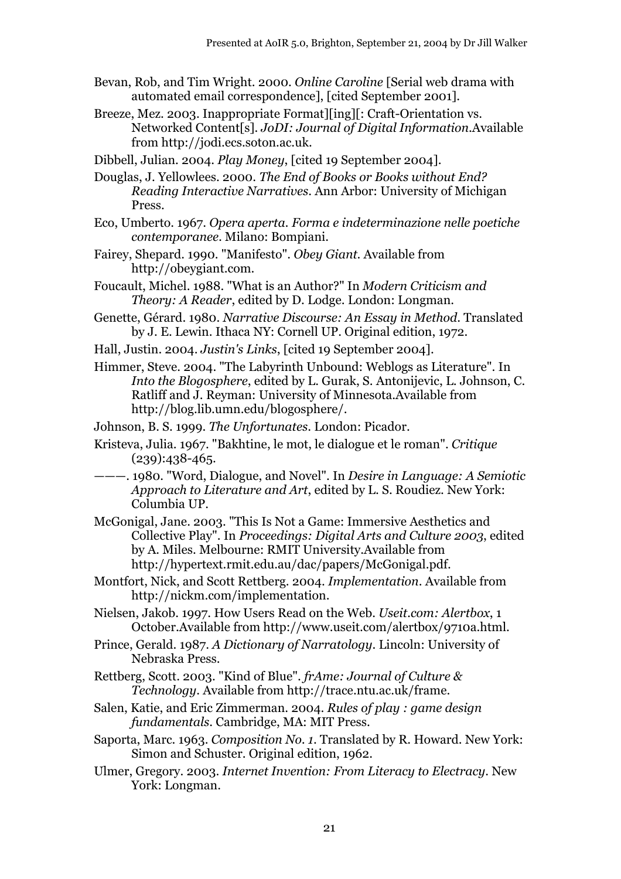Bevan, Rob, and Tim Wright. 2000. *Online Caroline* [Serial web drama with automated email correspondence], [cited September 2001].

Breeze, Mez. 2003. Inappropriate Format][ing][: Craft-Orientation vs. Networked Content[s]. *JoDI: Journal of Digital Information*.Available from http://jodi.ecs.soton.ac.uk.

Dibbell, Julian. 2004. *Play Money*, [cited 19 September 2004].

Douglas, J. Yellowlees. 2000. *The End of Books or Books without End? Reading Interactive Narratives*. Ann Arbor: University of Michigan Press.

Eco, Umberto. 1967. *Opera aperta. Forma e indeterminazione nelle poetiche contemporanee*. Milano: Bompiani.

Fairey, Shepard. 1990. "Manifesto". *Obey Giant*. Available from http://obeygiant.com.

Foucault, Michel. 1988. "What is an Author?" In *Modern Criticism and Theory: A Reader*, edited by D. Lodge. London: Longman.

Genette, Gérard. 1980. *Narrative Discourse: An Essay in Method*. Translated by J. E. Lewin. Ithaca NY: Cornell UP. Original edition, 1972.

Hall, Justin. 2004. *Justin's Links*, [cited 19 September 2004].

Himmer, Steve. 2004. "The Labyrinth Unbound: Weblogs as Literature". In *Into the Blogosphere*, edited by L. Gurak, S. Antonijevic, L. Johnson, C. Ratliff and J. Reyman: University of Minnesota.Available from http://blog.lib.umn.edu/blogosphere/.

Johnson, B. S. 1999. *The Unfortunates*. London: Picador.

Kristeva, Julia. 1967. "Bakhtine, le mot, le dialogue et le roman". *Critique* (239):438-465.

———. 1980. "Word, Dialogue, and Novel". In *Desire in Language: A Semiotic Approach to Literature and Art*, edited by L. S. Roudiez. New York: Columbia UP.

McGonigal, Jane. 2003. "This Is Not a Game: Immersive Aesthetics and Collective Play". In *Proceedings: Digital Arts and Culture 2003*, edited by A. Miles. Melbourne: RMIT University.Available from http://hypertext.rmit.edu.au/dac/papers/McGonigal.pdf.

Montfort, Nick, and Scott Rettberg. 2004. *Implementation*. Available from http://nickm.com/implementation.

Nielsen, Jakob. 1997. How Users Read on the Web. *Useit.com: Alertbox*, 1 October.Available from http://www.useit.com/alertbox/9710a.html.

Prince, Gerald. 1987. *A Dictionary of Narratology*. Lincoln: University of Nebraska Press.

Rettberg, Scott. 2003. "Kind of Blue". *frAme: Journal of Culture & Technology*. Available from http://trace.ntu.ac.uk/frame.

Salen, Katie, and Eric Zimmerman. 2004. *Rules of play : game design fundamentals*. Cambridge, MA: MIT Press.

Saporta, Marc. 1963. *Composition No. 1*. Translated by R. Howard. New York: Simon and Schuster. Original edition, 1962.

Ulmer, Gregory. 2003. *Internet Invention: From Literacy to Electracy*. New York: Longman.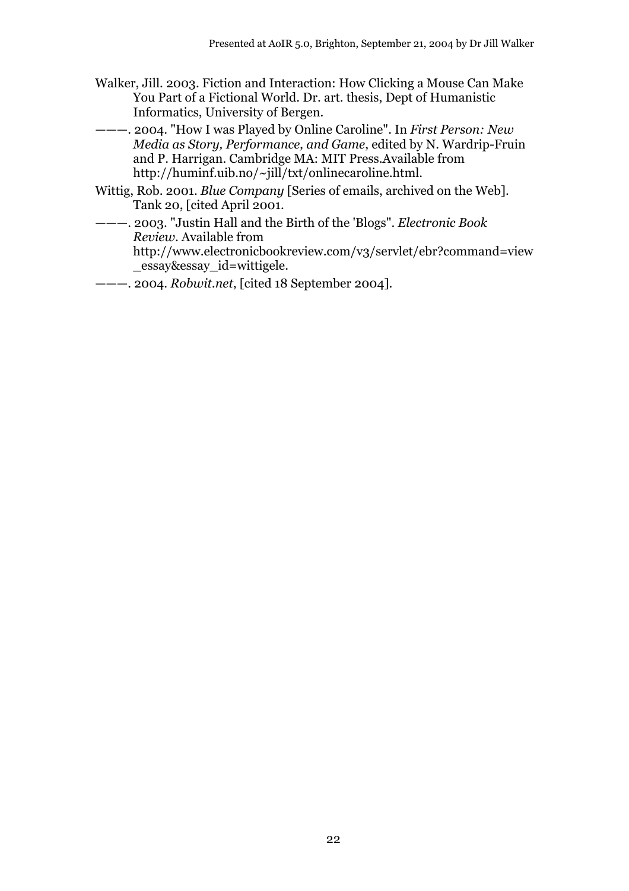Walker, Jill. 2003. Fiction and Interaction: How Clicking a Mouse Can Make You Part of a Fictional World. Dr. art. thesis, Dept of Humanistic Informatics, University of Bergen.

———. 2004. "How I was Played by Online Caroline". In *First Person: New Media as Story, Performance, and Game*, edited by N. Wardrip-Fruin and P. Harrigan. Cambridge MA: MIT Press.Available from http://huminf.uib.no/~jill/txt/onlinecaroline.html.

Wittig, Rob. 2001. *Blue Company* [Series of emails, archived on the Web]. Tank 20, [cited April 2001.

———. 2003. "Justin Hall and the Birth of the 'Blogs". *Electronic Book Review*. Available from http://www.electronicbookreview.com/v3/servlet/ebr?command=view_essay&essay_id=wittigele.

———. 2004. *Robwit.net*, [cited 18 September 2004].